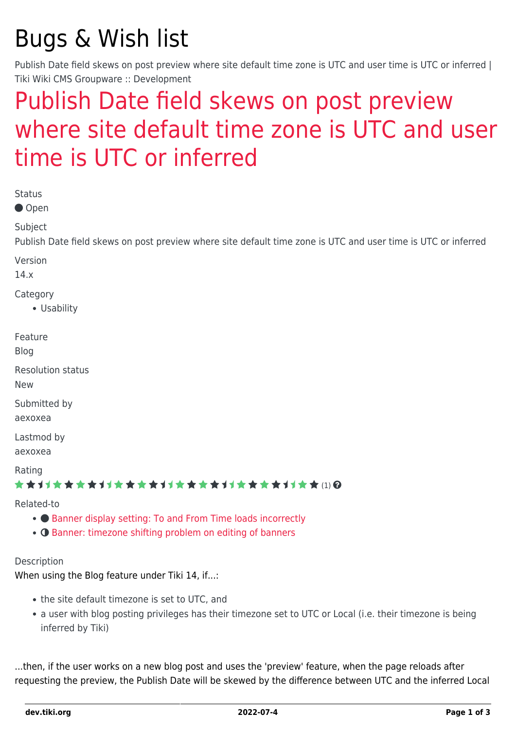# Bugs & Wish list

Publish Date field skews on post preview where site default time zone is UTC and user time is UTC or inferred | Tiki Wiki CMS Groupware :: Development

# Publish Date field skews on post preview where site default time zone is UTC and user time is UTC or inferred

Status

● Open

Subject

Publish Date field skews on post preview where site default time zone is UTC and user time is UTC or inferred

Version

14.x

Category

- Usability

Feature

Blog

Resolution status

New

Submitted by

aexoxea

Lastmod by

aexoxea

Rating

★★★★★★★★★★★★★★★★★★★★★★★★★★★★★★★★★★ (1)

Related-to

- ● Banner display setting: To and From Time loads incorrectly
- ◑ Banner: timezone shifting problem on editing of banners

Description

When using the Blog feature under Tiki 14, if...:

- the site default timezone is set to UTC, and
- a user with blog posting privileges has their timezone set to UTC or Local (i.e. their timezone is being inferred by Tiki)

...then, if the user works on a new blog post and uses the 'preview' feature, when the page reloads after requesting the preview, the Publish Date will be skewed by the difference between UTC and the inferred Local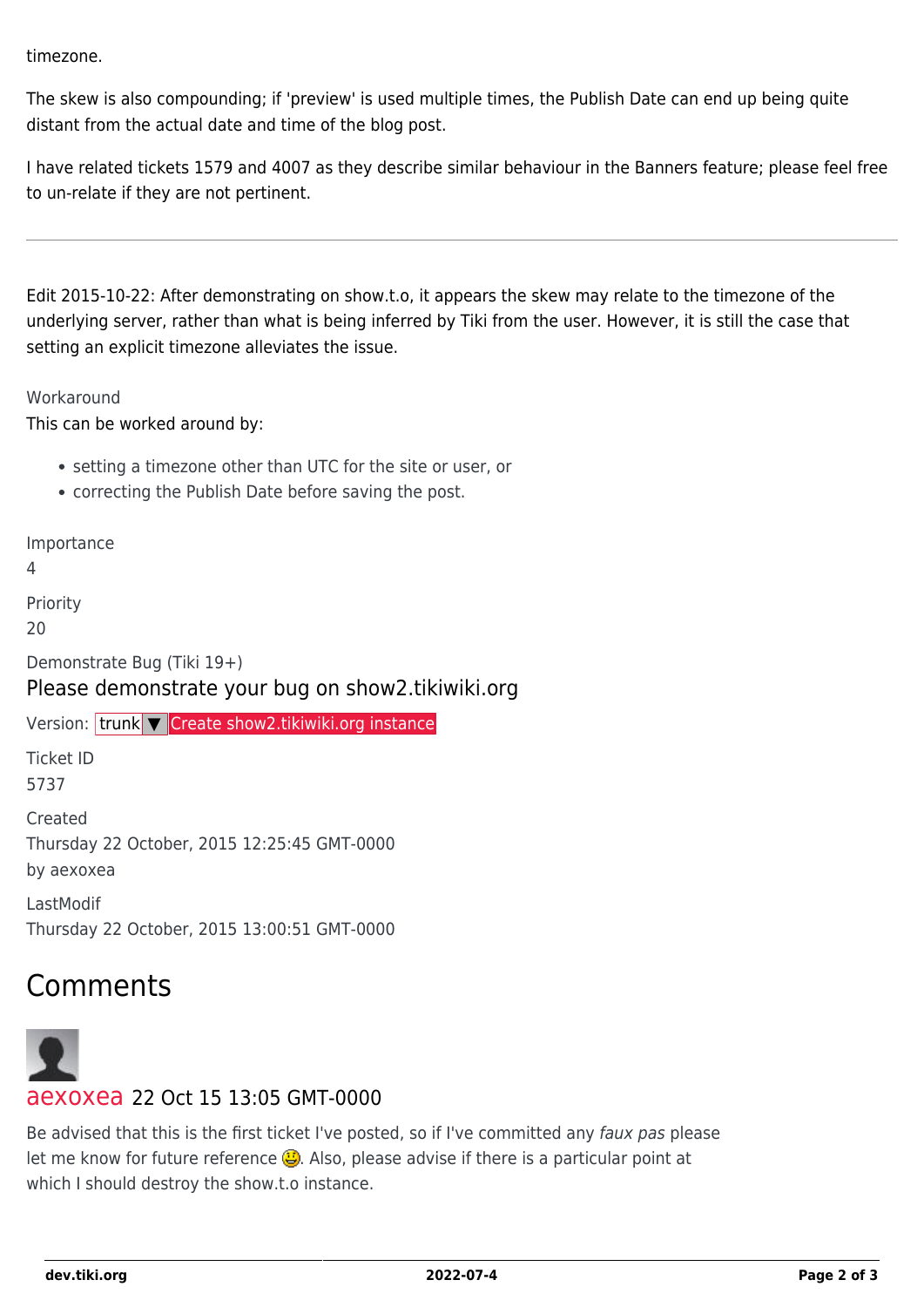timezone.

The skew is also compounding; if 'preview' is used multiple times, the Publish Date can end up being quite distant from the actual date and time of the blog post.

I have related tickets 1579 and 4007 as they describe similar behaviour in the Banners feature; please feel free to un-relate if they are not pertinent.

---

Edit 2015-10-22: After demonstrating on show.t.o, it appears the skew may relate to the timezone of the underlying server, rather than what is being inferred by Tiki from the user. However, it is still the case that setting an explicit timezone alleviates the issue.

Workaround

This can be worked around by:

- setting a timezone other than UTC for the site or user, or
- correcting the Publish Date before saving the post.

Importance

4

Priority

20

Demonstrate Bug (Tiki 19+)

Please demonstrate your bug on show2.tikiwiki.org

Version: trunk ▼ Create show2.tikiwiki.org instance

Ticket ID

5737

Created

Thursday 22 October, 2015 12:25:45 GMT-0000

by aexoxea

LastModif

Thursday 22 October, 2015 13:00:51 GMT-0000

## Comments

aexoxea 22 Oct 15 13:05 GMT-0000

Be advised that this is the first ticket I've posted, so if I've committed any *faux pas* please let me know for future reference 😃. Also, please advise if there is a particular point at which I should destroy the show.t.o instance.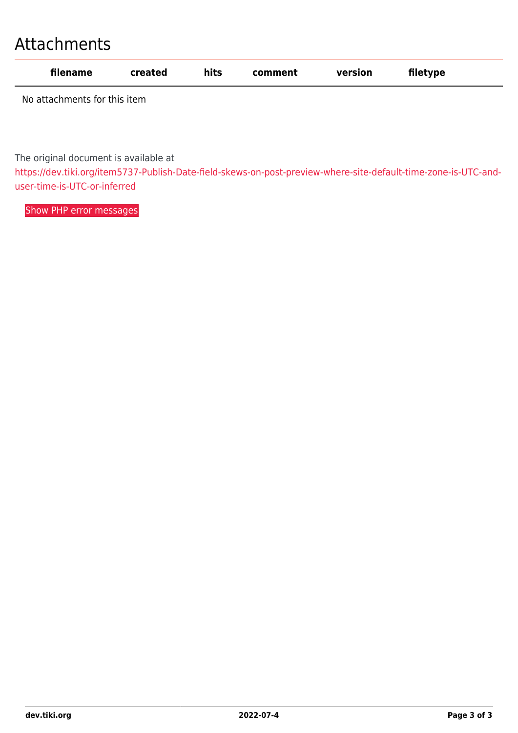# Attachments

| filename | created | hits | comment | version | filetype |
|---|---|---|---|---|---|

No attachments for this item

The original document is available at https://dev.tiki.org/item5737-Publish-Date-field-skews-on-post-preview-where-site-default-time-zone-is-UTC-and-user-time-is-UTC-or-inferred

Show PHP error messages